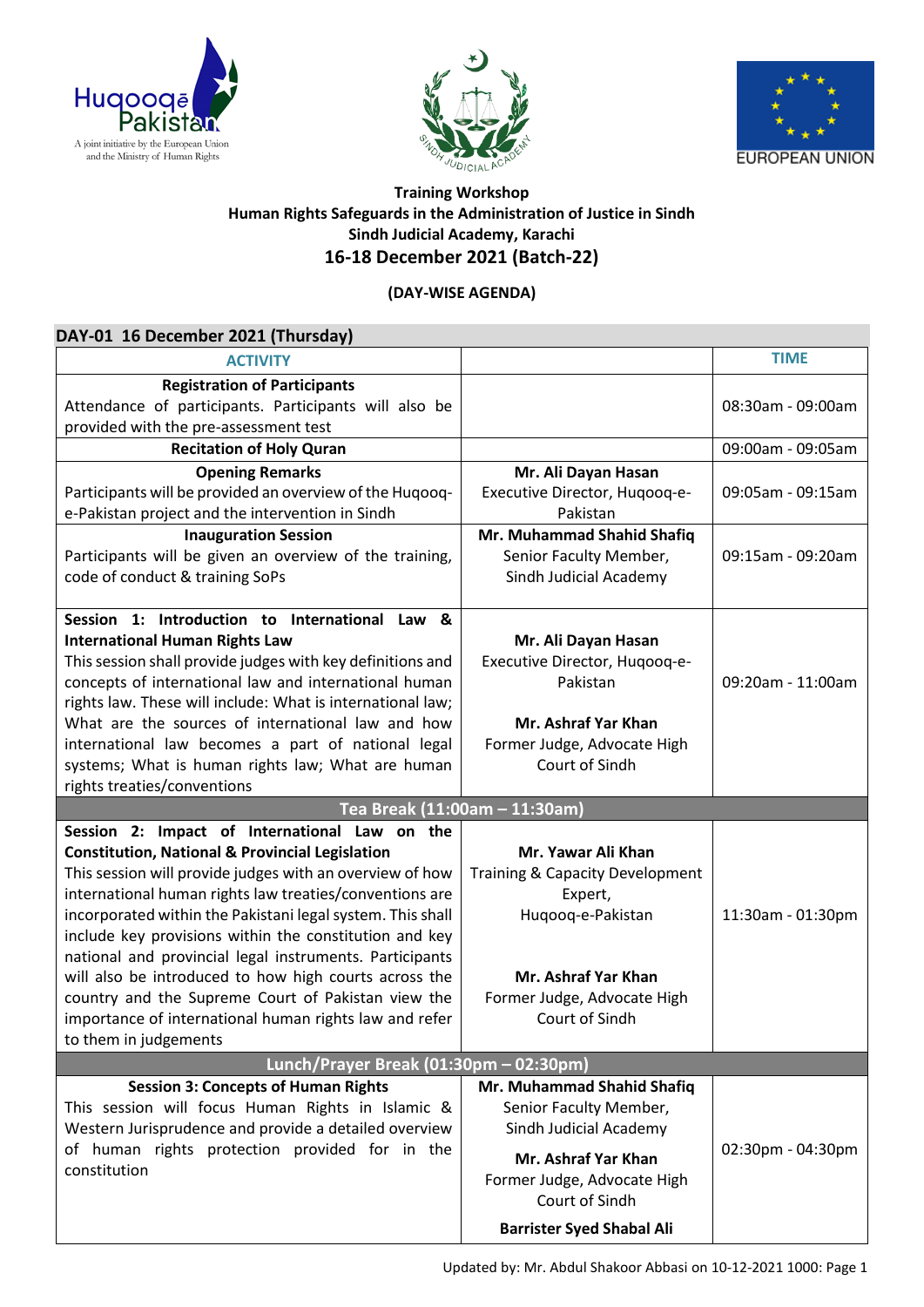Huqooq-e-Pakistan — A joint initiative by the European Union and the Ministry of Human Rights

SINDH JUDICIAL ACADEMY

EUROPEAN UNION

**Training Workshop**
**Human Rights Safeguards in the Administration of Justice in Sindh**
**Sindh Judicial Academy, Karachi**

## 16-18 December 2021 (Batch-22)

**(DAY-WISE AGENDA)**

### DAY-01 16 December 2021 (Thursday)

| ACTIVITY | | TIME |
|---|---|---|
| **Registration of Participants**<br>Attendance of participants. Participants will also be provided with the pre-assessment test | | 08:30am - 09:00am |
| **Recitation of Holy Quran** | | 09:00am - 09:05am |
| **Opening Remarks**<br>Participants will be provided an overview of the Huqooq-e-Pakistan project and the intervention in Sindh | **Mr. Ali Dayan Hasan**<br>Executive Director, Huqooq-e-Pakistan | 09:05am - 09:15am |
| **Inauguration Session**<br>Participants will be given an overview of the training, code of conduct & training SoPs | **Mr. Muhammad Shahid Shafiq**<br>Senior Faculty Member, Sindh Judicial Academy | 09:15am - 09:20am |
| **Session 1: Introduction to International Law & International Human Rights Law**<br>This session shall provide judges with key definitions and concepts of international law and international human rights law. These will include: What is international law; What are the sources of international law and how international law becomes a part of national legal systems; What is human rights law; What are human rights treaties/conventions | **Mr. Ali Dayan Hasan**<br>Executive Director, Huqooq-e-Pakistan<br><br>**Mr. Ashraf Yar Khan**<br>Former Judge, Advocate High Court of Sindh | 09:20am - 11:00am |
| **Tea Break (11:00am – 11:30am)** | | |
| **Session 2: Impact of International Law on the Constitution, National & Provincial Legislation**<br>This session will provide judges with an overview of how international human rights law treaties/conventions are incorporated within the Pakistani legal system. This shall include key provisions within the constitution and key national and provincial legal instruments. Participants will also be introduced to how high courts across the country and the Supreme Court of Pakistan view the importance of international human rights law and refer to them in judgements | **Mr. Yawar Ali Khan**<br>Training & Capacity Development Expert, Huqooq-e-Pakistan<br><br>**Mr. Ashraf Yar Khan**<br>Former Judge, Advocate High Court of Sindh | 11:30am - 01:30pm |
| **Lunch/Prayer Break (01:30pm – 02:30pm)** | | |
| **Session 3: Concepts of Human Rights**<br>This session will focus Human Rights in Islamic & Western Jurisprudence and provide a detailed overview of human rights protection provided for in the constitution | **Mr. Muhammad Shahid Shafiq**<br>Senior Faculty Member, Sindh Judicial Academy<br><br>**Mr. Ashraf Yar Khan**<br>Former Judge, Advocate High Court of Sindh<br><br>**Barrister Syed Shabal Ali** | 02:30pm - 04:30pm |

Updated by: Mr. Abdul Shakoor Abbasi on 10-12-2021 1000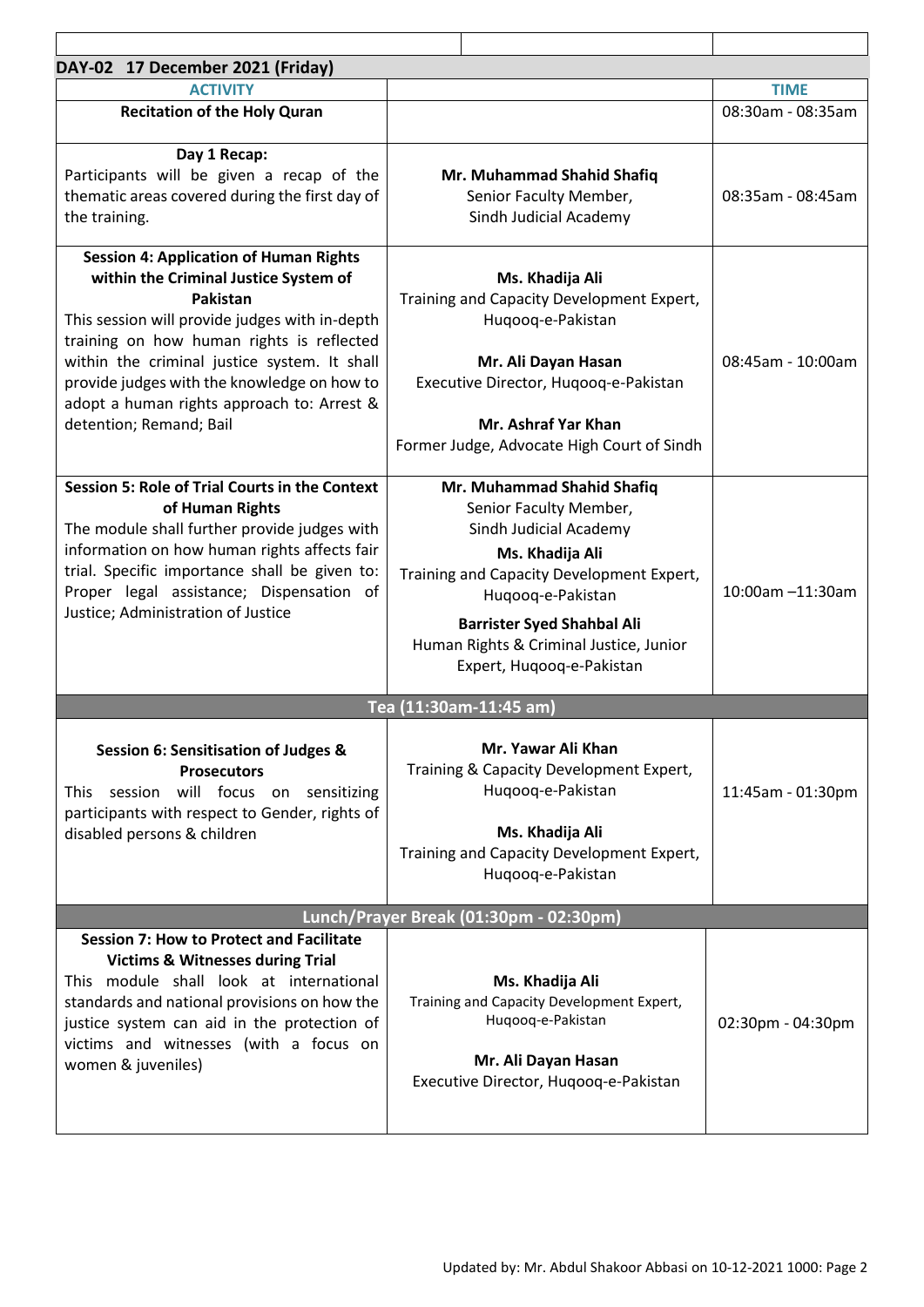**DAY-02 17 December 2021 (Friday)**

| ACTIVITY | | TIME |
|---|---|---|
| **Recitation of the Holy Quran** | | 08:30am - 08:35am |
| **Day 1 Recap:** Participants will be given a recap of the thematic areas covered during the first day of the training. | **Mr. Muhammad Shahid Shafiq** Senior Faculty Member, Sindh Judicial Academy | 08:35am - 08:45am |
| **Session 4: Application of Human Rights within the Criminal Justice System of Pakistan** This session will provide judges with in-depth training on how human rights is reflected within the criminal justice system. It shall provide judges with the knowledge on how to adopt a human rights approach to: Arrest & detention; Remand; Bail | **Ms. Khadija Ali** Training and Capacity Development Expert, Huqooq-e-Pakistan<br><br>**Mr. Ali Dayan Hasan** Executive Director, Huqooq-e-Pakistan<br><br>**Mr. Ashraf Yar Khan** Former Judge, Advocate High Court of Sindh | 08:45am - 10:00am |
| **Session 5: Role of Trial Courts in the Context of Human Rights** The module shall further provide judges with information on how human rights affects fair trial. Specific importance shall be given to: Proper legal assistance; Dispensation of Justice; Administration of Justice | **Mr. Muhammad Shahid Shafiq** Senior Faculty Member, Sindh Judicial Academy<br><br>**Ms. Khadija Ali** Training and Capacity Development Expert, Huqooq-e-Pakistan<br><br>**Barrister Syed Shahbal Ali** Human Rights & Criminal Justice, Junior Expert, Huqooq-e-Pakistan | 10:00am –11:30am |
| **Tea (11:30am-11:45 am)** | | |
| **Session 6: Sensitisation of Judges & Prosecutors** This session will focus on sensitizing participants with respect to Gender, rights of disabled persons & children | **Mr. Yawar Ali Khan** Training & Capacity Development Expert, Huqooq-e-Pakistan<br><br>**Ms. Khadija Ali** Training and Capacity Development Expert, Huqooq-e-Pakistan | 11:45am - 01:30pm |
| **Lunch/Prayer Break (01:30pm - 02:30pm)** | | |
| **Session 7: How to Protect and Facilitate Victims & Witnesses during Trial** This module shall look at international standards and national provisions on how the justice system can aid in the protection of victims and witnesses (with a focus on women & juveniles) | **Ms. Khadija Ali** Training and Capacity Development Expert, Huqooq-e-Pakistan<br><br>**Mr. Ali Dayan Hasan** Executive Director, Huqooq-e-Pakistan | 02:30pm - 04:30pm |

Updated by: Mr. Abdul Shakoor Abbasi on 10-12-2021 1000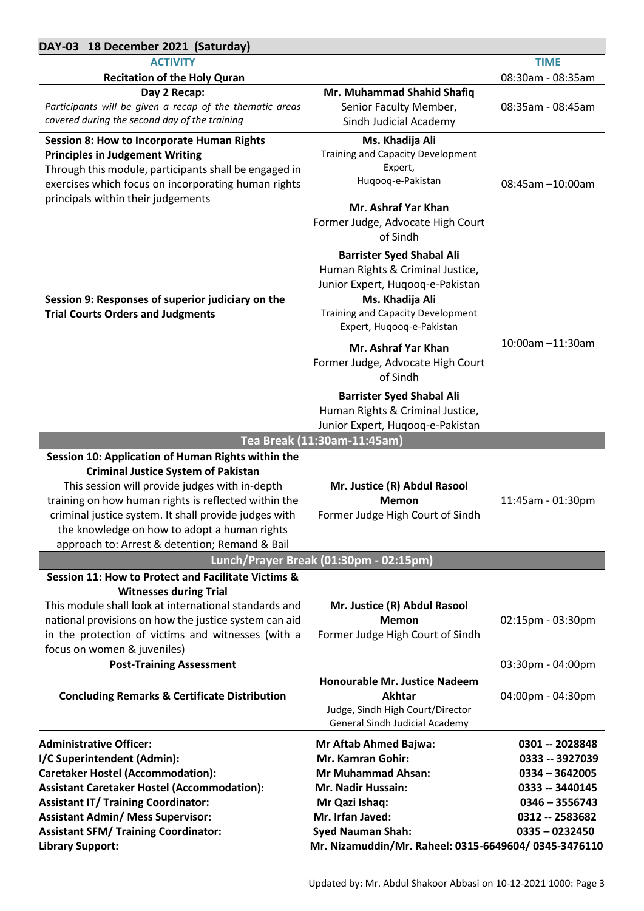## DAY-03 18 December 2021 (Saturday)

| ACTIVITY | | TIME |
|---|---|---|
| **Recitation of the Holy Quran** | | 08:30am - 08:35am |
| **Day 2 Recap:** *Participants will be given a recap of the thematic areas covered during the second day of the training* | **Mr. Muhammad Shahid Shafiq** Senior Faculty Member, Sindh Judicial Academy | 08:35am - 08:45am |
| **Session 8: How to Incorporate Human Rights Principles in Judgement Writing** Through this module, participants shall be engaged in exercises which focus on incorporating human rights principals within their judgements | **Ms. Khadija Ali** Training and Capacity Development Expert, Huqooq-e-Pakistan **Mr. Ashraf Yar Khan** Former Judge, Advocate High Court of Sindh **Barrister Syed Shabal Ali** Human Rights & Criminal Justice, Junior Expert, Huqooq-e-Pakistan | 08:45am –10:00am |
| **Session 9: Responses of superior judiciary on the Trial Courts Orders and Judgments** | **Ms. Khadija Ali** Training and Capacity Development Expert, Huqooq-e-Pakistan **Mr. Ashraf Yar Khan** Former Judge, Advocate High Court of Sindh **Barrister Syed Shabal Ali** Human Rights & Criminal Justice, Junior Expert, Huqooq-e-Pakistan | 10:00am –11:30am |
| **Tea Break (11:30am-11:45am)** | | |
| **Session 10: Application of Human Rights within the Criminal Justice System of Pakistan** This session will provide judges with in-depth training on how human rights is reflected within the criminal justice system. It shall provide judges with the knowledge on how to adopt a human rights approach to: Arrest & detention; Remand & Bail | **Mr. Justice (R) Abdul Rasool Memon** Former Judge High Court of Sindh | 11:45am - 01:30pm |
| **Lunch/Prayer Break (01:30pm - 02:15pm)** | | |
| **Session 11: How to Protect and Facilitate Victims & Witnesses during Trial** This module shall look at international standards and national provisions on how the justice system can aid in the protection of victims and witnesses (with a focus on women & juveniles) | **Mr. Justice (R) Abdul Rasool Memon** Former Judge High Court of Sindh | 02:15pm - 03:30pm |
| **Post-Training Assessment** | | 03:30pm - 04:00pm |
| **Concluding Remarks & Certificate Distribution** | **Honourable Mr. Justice Nadeem Akhtar** Judge, Sindh High Court/Director General Sindh Judicial Academy | 04:00pm - 04:30pm |

| | | |
|---|---|---|
| **Administrative Officer:** | **Mr Aftab Ahmed Bajwa:** | **0301 -- 2028848** |
| **I/C Superintendent (Admin):** | **Mr. Kamran Gohir:** | **0333 -- 3927039** |
| **Caretaker Hostel (Accommodation):** | **Mr Muhammad Ahsan:** | **0334 – 3642005** |
| **Assistant Caretaker Hostel (Accommodation):** | **Mr. Nadir Hussain:** | **0333 -- 3440145** |
| **Assistant IT/ Training Coordinator:** | **Mr Qazi Ishaq:** | **0346 – 3556743** |
| **Assistant Admin/ Mess Supervisor:** | **Mr. Irfan Javed:** | **0312 -- 2583682** |
| **Assistant SFM/ Training Coordinator:** | **Syed Nauman Shah:** | **0335 – 0232450** |
| **Library Support:** | **Mr. Nizamuddin/Mr. Raheel: 0315-6649604/ 0345-3476110** | |

Updated by: Mr. Abdul Shakoor Abbasi on 10-12-2021 1000: Page 3